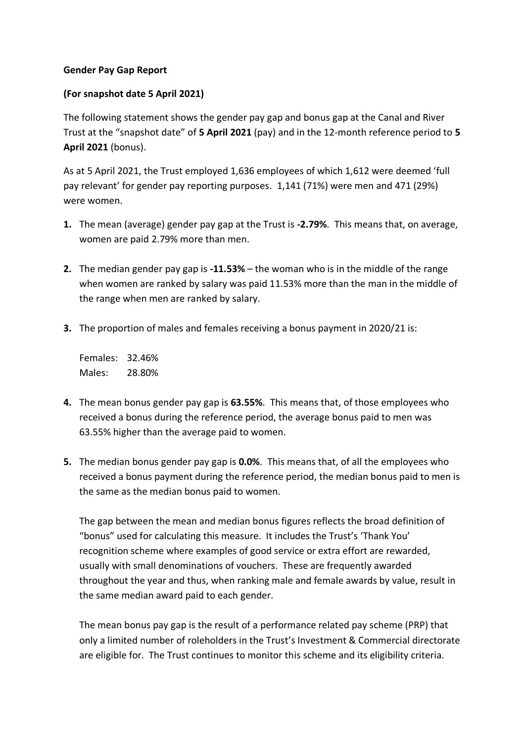**Gender Pay Gap Report**

**(For snapshot date 5 April 2021)**

The following statement shows the gender pay gap and bonus gap at the Canal and River Trust at the "snapshot date" of **5 April 2021** (pay) and in the 12-month reference period to **5 April 2021** (bonus).

As at 5 April 2021, the Trust employed 1,636 employees of which 1,612 were deemed 'full pay relevant' for gender pay reporting purposes. 1,141 (71%) were men and 471 (29%) were women.

1. The mean (average) gender pay gap at the Trust is **-2.79%**. This means that, on average, women are paid 2.79% more than men.

2. The median gender pay gap is **-11.53%** – the woman who is in the middle of the range when women are ranked by salary was paid 11.53% more than the man in the middle of the range when men are ranked by salary.

3. The proportion of males and females receiving a bonus payment in 2020/21 is:

   Females: 32.46%
   Males: 28.80%

4. The mean bonus gender pay gap is **63.55%**. This means that, of those employees who received a bonus during the reference period, the average bonus paid to men was 63.55% higher than the average paid to women.

5. The median bonus gender pay gap is **0.0%**. This means that, of all the employees who received a bonus payment during the reference period, the median bonus paid to men is the same as the median bonus paid to women.

   The gap between the mean and median bonus figures reflects the broad definition of "bonus" used for calculating this measure. It includes the Trust's 'Thank You' recognition scheme where examples of good service or extra effort are rewarded, usually with small denominations of vouchers. These are frequently awarded throughout the year and thus, when ranking male and female awards by value, result in the same median award paid to each gender.

   The mean bonus pay gap is the result of a performance related pay scheme (PRP) that only a limited number of roleholders in the Trust's Investment & Commercial directorate are eligible for. The Trust continues to monitor this scheme and its eligibility criteria.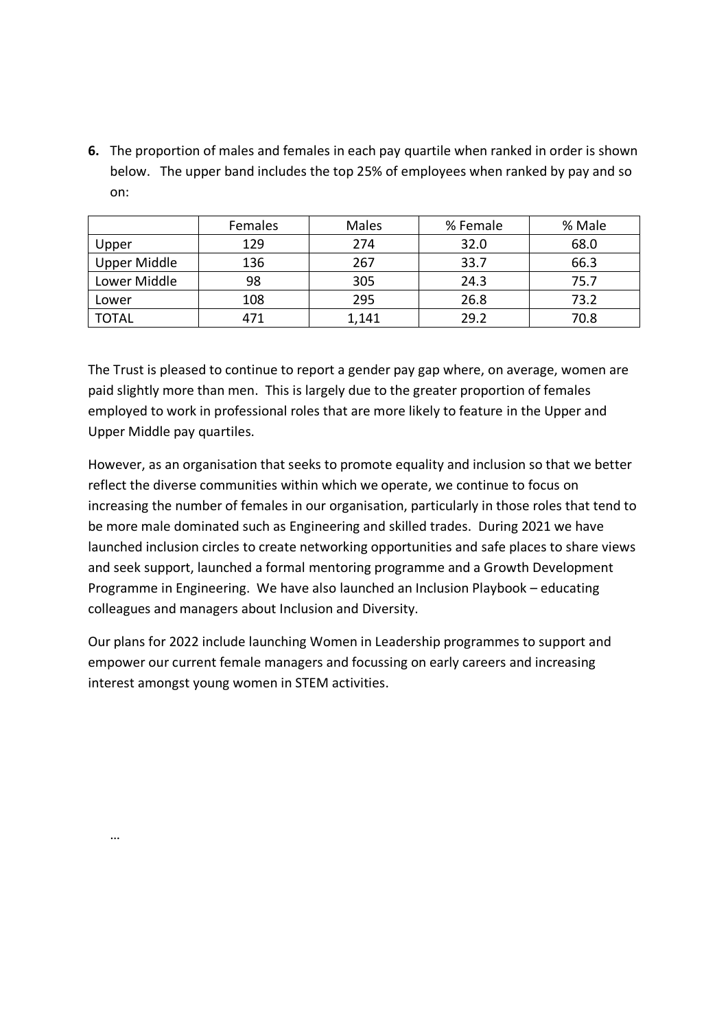6. The proportion of males and females in each pay quartile when ranked in order is shown below. The upper band includes the top 25% of employees when ranked by pay and so on:

| | Females | Males | % Female | % Male |
|---|---|---|---|---|
| Upper | 129 | 274 | 32.0 | 68.0 |
| Upper Middle | 136 | 267 | 33.7 | 66.3 |
| Lower Middle | 98 | 305 | 24.3 | 75.7 |
| Lower | 108 | 295 | 26.8 | 73.2 |
| TOTAL | 471 | 1,141 | 29.2 | 70.8 |

The Trust is pleased to continue to report a gender pay gap where, on average, women are paid slightly more than men. This is largely due to the greater proportion of females employed to work in professional roles that are more likely to feature in the Upper and Upper Middle pay quartiles.

However, as an organisation that seeks to promote equality and inclusion so that we better reflect the diverse communities within which we operate, we continue to focus on increasing the number of females in our organisation, particularly in those roles that tend to be more male dominated such as Engineering and skilled trades. During 2021 we have launched inclusion circles to create networking opportunities and safe places to share views and seek support, launched a formal mentoring programme and a Growth Development Programme in Engineering. We have also launched an Inclusion Playbook – educating colleagues and managers about Inclusion and Diversity.

Our plans for 2022 include launching Women in Leadership programmes to support and empower our current female managers and focussing on early careers and increasing interest amongst young women in STEM activities.

…